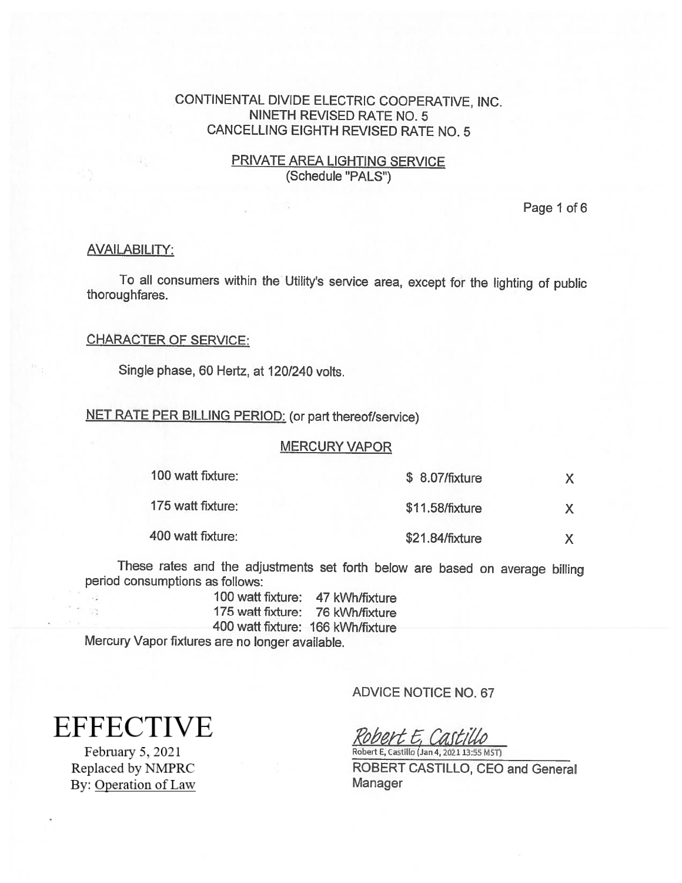CONTINENTAL DIVIDE ELECTRIC COOPERATIVE, INC.
NINETH REVISED RATE NO. 5
CANCELLING EIGHTH REVISED RATE NO. 5

## PRIVATE AREA LIGHTING SERVICE
(Schedule "PALS")

### AVAILABILITY:

To all consumers within the Utility's service area, except for the lighting of public thoroughfares.

### CHARACTER OF SERVICE:

Single phase, 60 Hertz, at 120/240 volts.

### NET RATE PER BILLING PERIOD: (or part thereof/service)

#### MERCURY VAPOR

| | | |
|---|---|---|
| 100 watt fixture: | $ 8.07/fixture | X |
| 175 watt fixture: | $11.58/fixture | X |
| 400 watt fixture: | $21.84/fixture | X |

These rates and the adjustments set forth below are based on average billing period consumptions as follows:

100 watt fixture: 47 kWh/fixture
175 watt fixture: 76 kWh/fixture
400 watt fixture: 166 kWh/fixture

Mercury Vapor fixtures are no longer available.

ADVICE NOTICE NO. 67

Robert E, Castillo
Robert E, Castillo (Jan 4, 2021 13:55 MST)
ROBERT CASTILLO, CEO and General Manager

EFFECTIVE
February 5, 2021
Replaced by NMPRC
By: Operation of Law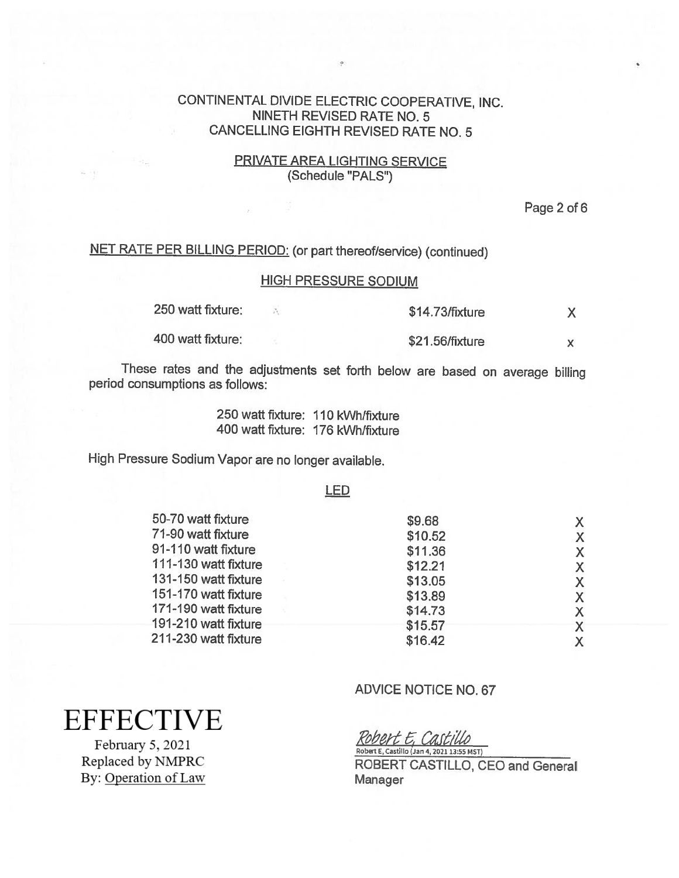CONTINENTAL DIVIDE ELECTRIC COOPERATIVE, INC.
NINETH REVISED RATE NO. 5
CANCELLING EIGHTH REVISED RATE NO. 5

PRIVATE AREA LIGHTING SERVICE
(Schedule "PALS")

NET RATE PER BILLING PERIOD: (or part thereof/service) (continued)

HIGH PRESSURE SODIUM

| | | |
|---|---|---|
| 250 watt fixture: | $14.73/fixture | X |
| 400 watt fixture: | $21.56/fixture | x |

These rates and the adjustments set forth below are based on average billing period consumptions as follows:

250 watt fixture: 110 kWh/fixture
400 watt fixture: 176 kWh/fixture

High Pressure Sodium Vapor are no longer available.

LED

| | | |
|---|---|---|
| 50-70 watt fixture | $9.68 | X |
| 71-90 watt fixture | $10.52 | X |
| 91-110 watt fixture | $11.36 | X |
| 111-130 watt fixture | $12.21 | X |
| 131-150 watt fixture | $13.05 | X |
| 151-170 watt fixture | $13.89 | X |
| 171-190 watt fixture | $14.73 | X |
| 191-210 watt fixture | $15.57 | X |
| 211-230 watt fixture | $16.42 | X |

ADVICE NOTICE NO. 67

*Robert E. Castillo*
Robert E, Castillo (Jan 4, 2021 13:55 MST)
ROBERT CASTILLO, CEO and General Manager

EFFECTIVE
February 5, 2021
Replaced by NMPRC
By: Operation of Law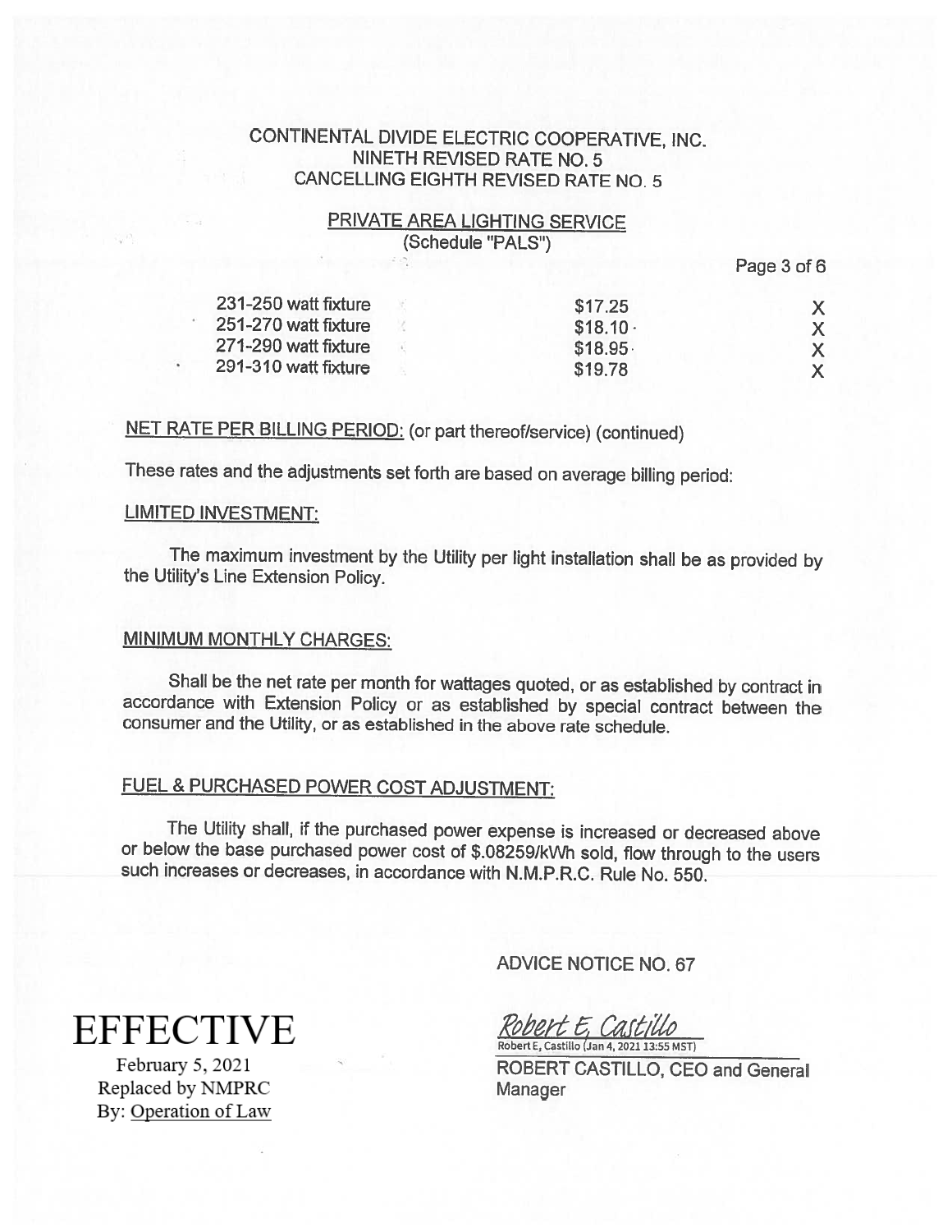CONTINENTAL DIVIDE ELECTRIC COOPERATIVE, INC.
NINETH REVISED RATE NO. 5
CANCELLING EIGHTH REVISED RATE NO. 5

## PRIVATE AREA LIGHTING SERVICE
(Schedule "PALS")

| | | |
|---|---|---|
| 231-250 watt fixture | \$17.25 | X |
| 251-270 watt fixture | \$18.10 | X |
| 271-290 watt fixture | \$18.95 | X |
| 291-310 watt fixture | \$19.78 | X |

NET RATE PER BILLING PERIOD: (or part thereof/service) (continued)

These rates and the adjustments set forth are based on average billing period:

### LIMITED INVESTMENT:

The maximum investment by the Utility per light installation shall be as provided by the Utility's Line Extension Policy.

### MINIMUM MONTHLY CHARGES:

Shall be the net rate per month for wattages quoted, or as established by contract in accordance with Extension Policy or as established by special contract between the consumer and the Utility, or as established in the above rate schedule.

### FUEL & PURCHASED POWER COST ADJUSTMENT:

The Utility shall, if the purchased power expense is increased or decreased above or below the base purchased power cost of \$.08259/kWh sold, flow through to the users such increases or decreases, in accordance with N.M.P.R.C. Rule No. 550.

ADVICE NOTICE NO. 67

*Robert E. Castillo*
Robert E. Castillo (Jan 4, 2021 13:55 MST)

ROBERT CASTILLO, CEO and General Manager

**EFFECTIVE**
February 5, 2021
Replaced by NMPRC
By: Operation of Law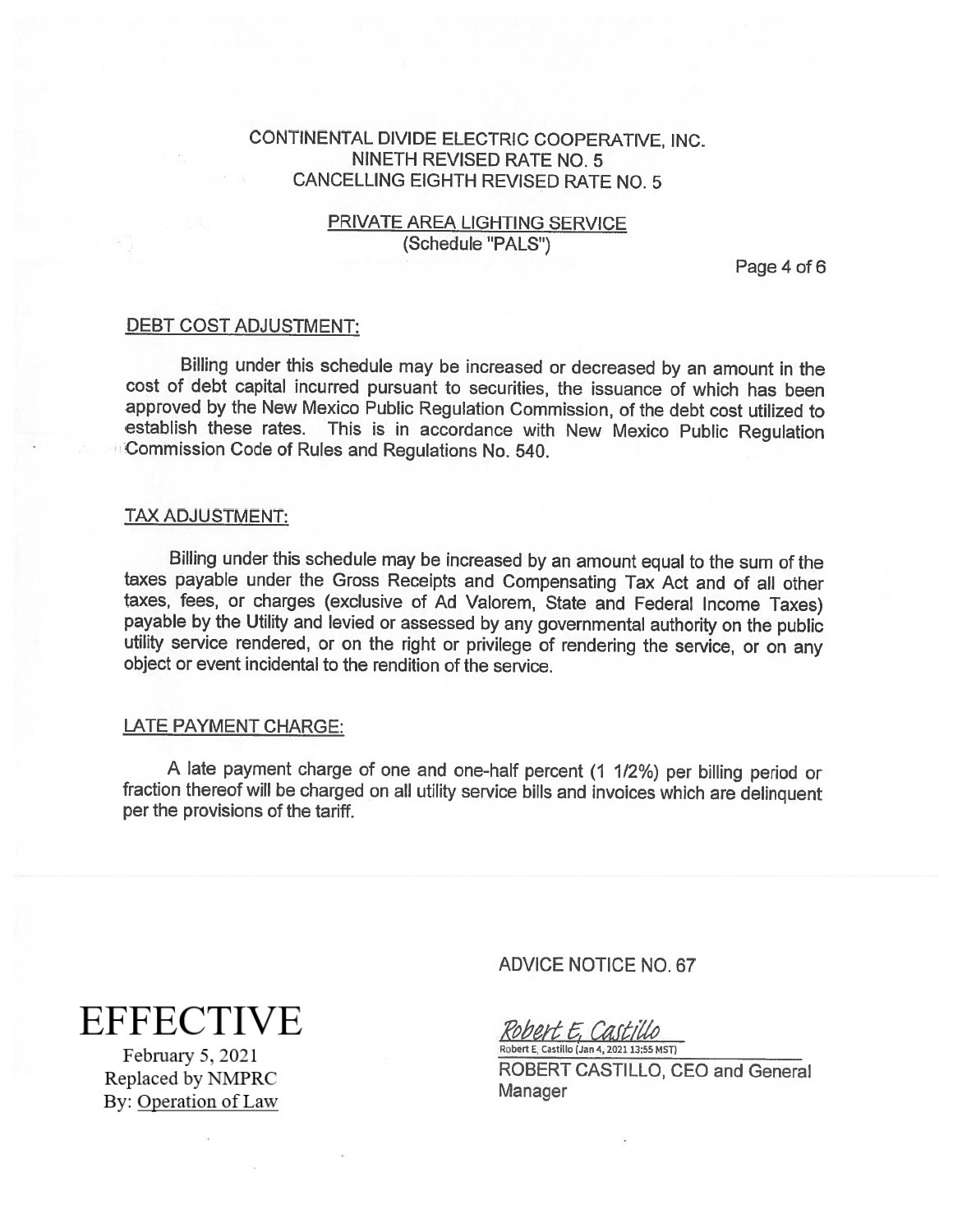CONTINENTAL DIVIDE ELECTRIC COOPERATIVE, INC.
NINETH REVISED RATE NO. 5
CANCELLING EIGHTH REVISED RATE NO. 5

PRIVATE AREA LIGHTING SERVICE
(Schedule "PALS")

## DEBT COST ADJUSTMENT:

Billing under this schedule may be increased or decreased by an amount in the cost of debt capital incurred pursuant to securities, the issuance of which has been approved by the New Mexico Public Regulation Commission, of the debt cost utilized to establish these rates. This is in accordance with New Mexico Public Regulation Commission Code of Rules and Regulations No. 540.

## TAX ADJUSTMENT:

Billing under this schedule may be increased by an amount equal to the sum of the taxes payable under the Gross Receipts and Compensating Tax Act and of all other taxes, fees, or charges (exclusive of Ad Valorem, State and Federal Income Taxes) payable by the Utility and levied or assessed by any governmental authority on the public utility service rendered, or on the right or privilege of rendering the service, or on any object or event incidental to the rendition of the service.

## LATE PAYMENT CHARGE:

A late payment charge of one and one-half percent (1 1/2%) per billing period or fraction thereof will be charged on all utility service bills and invoices which are delinquent per the provisions of the tariff.

**EFFECTIVE**
February 5, 2021
Replaced by NMPRC
By: Operation of Law

ADVICE NOTICE NO. 67

Robert E. Castillo
Robert E. Castillo (Jan 4, 2021 13:55 MST)

ROBERT CASTILLO, CEO and General Manager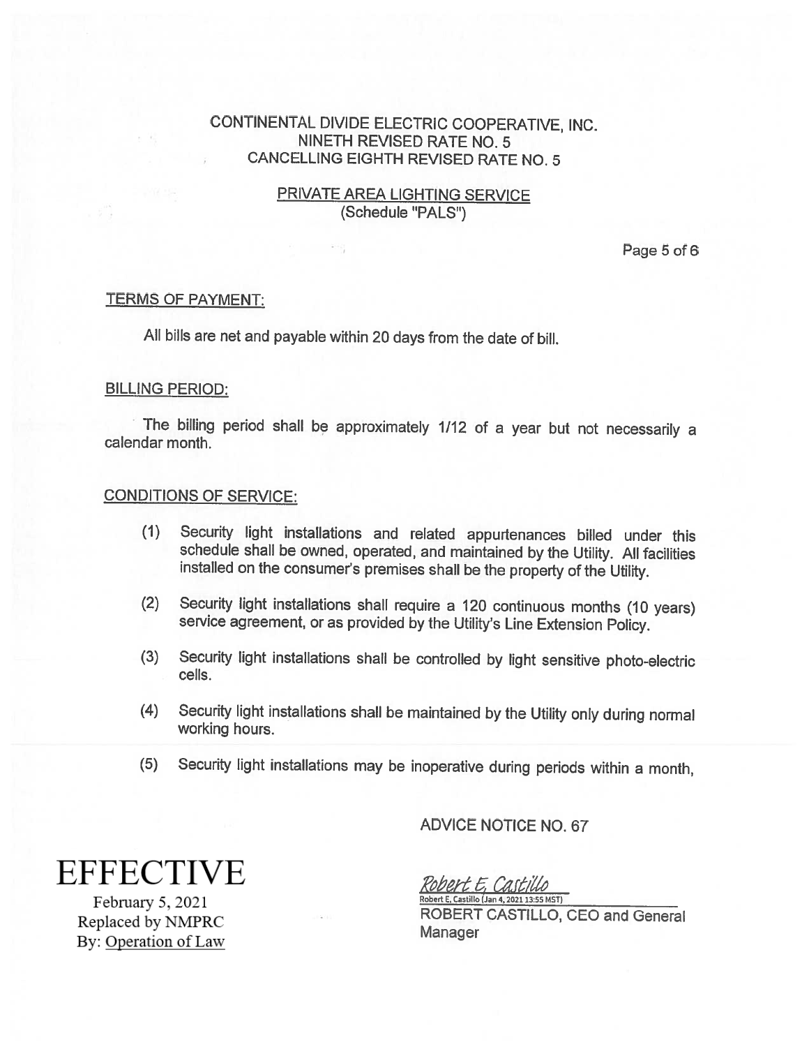CONTINENTAL DIVIDE ELECTRIC COOPERATIVE, INC.
NINETH REVISED RATE NO. 5
CANCELLING EIGHTH REVISED RATE NO. 5

PRIVATE AREA LIGHTING SERVICE
(Schedule "PALS")

TERMS OF PAYMENT:

All bills are net and payable within 20 days from the date of bill.

BILLING PERIOD:

The billing period shall be approximately 1/12 of a year but not necessarily a calendar month.

CONDITIONS OF SERVICE:

(1) Security light installations and related appurtenances billed under this schedule shall be owned, operated, and maintained by the Utility. All facilities installed on the consumer's premises shall be the property of the Utility.

(2) Security light installations shall require a 120 continuous months (10 years) service agreement, or as provided by the Utility's Line Extension Policy.

(3) Security light installations shall be controlled by light sensitive photo-electric cells.

(4) Security light installations shall be maintained by the Utility only during normal working hours.

(5) Security light installations may be inoperative during periods within a month,

ADVICE NOTICE NO. 67

EFFECTIVE
February 5, 2021
Replaced by NMPRC
By: Operation of Law

Robert E. Castillo
Robert E. Castillo (Jan 4, 2021 13:55 MST)
ROBERT CASTILLO, CEO and General Manager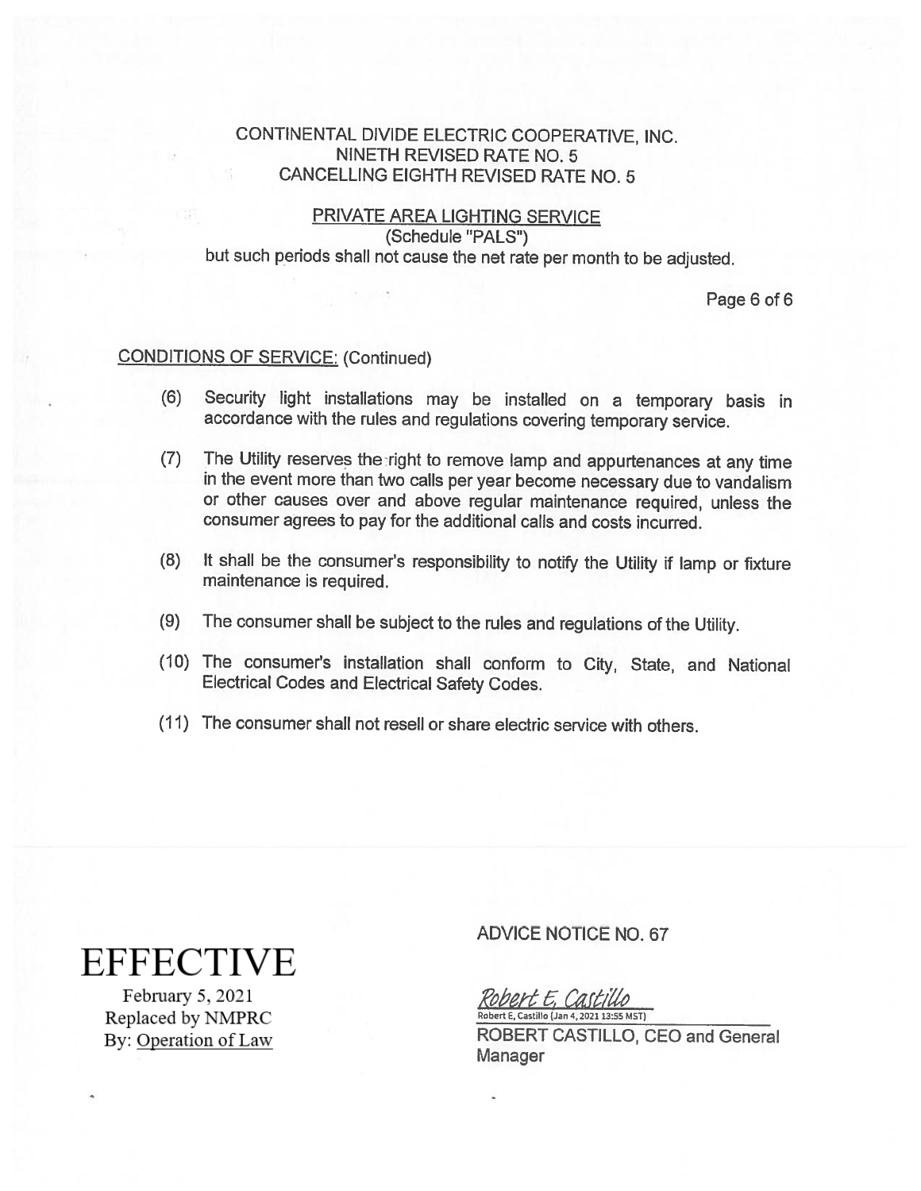CONTINENTAL DIVIDE ELECTRIC COOPERATIVE, INC.
NINETH REVISED RATE NO. 5
CANCELLING EIGHTH REVISED RATE NO. 5

PRIVATE AREA LIGHTING SERVICE
(Schedule "PALS")

but such periods shall not cause the net rate per month to be adjusted.

CONDITIONS OF SERVICE: (Continued)

(6) Security light installations may be installed on a temporary basis in accordance with the rules and regulations covering temporary service.

(7) The Utility reserves the right to remove lamp and appurtenances at any time in the event more than two calls per year become necessary due to vandalism or other causes over and above regular maintenance required, unless the consumer agrees to pay for the additional calls and costs incurred.

(8) It shall be the consumer's responsibility to notify the Utility if lamp or fixture maintenance is required.

(9) The consumer shall be subject to the rules and regulations of the Utility.

(10) The consumer's installation shall conform to City, State, and National Electrical Codes and Electrical Safety Codes.

(11) The consumer shall not resell or share electric service with others.

**EFFECTIVE**
February 5, 2021
Replaced by NMPRC
By: Operation of Law

ADVICE NOTICE NO. 67

*Robert E. Castillo*
Robert E. Castillo (Jan 4, 2021 13:55 MST)

ROBERT CASTILLO, CEO and General Manager